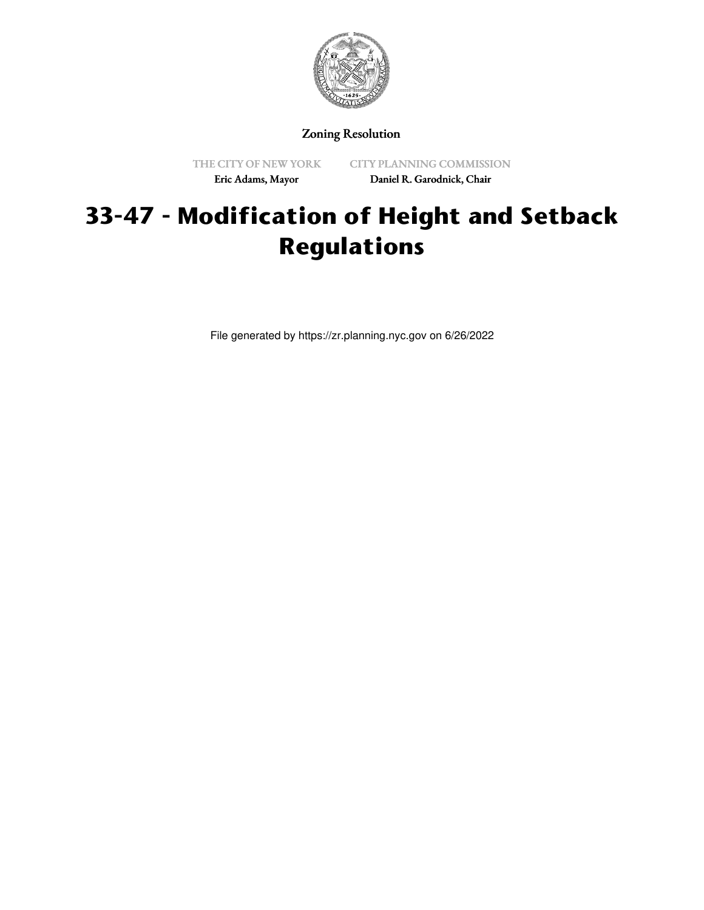Zoning Resolution

THE CITY OF NEW YORK
Eric Adams, Mayor

CITY PLANNING COMMISSION
Daniel R. Garodnick, Chair

# 33-47 - Modification of Height and Setback Regulations

File generated by https://zr.planning.nyc.gov on 6/26/2022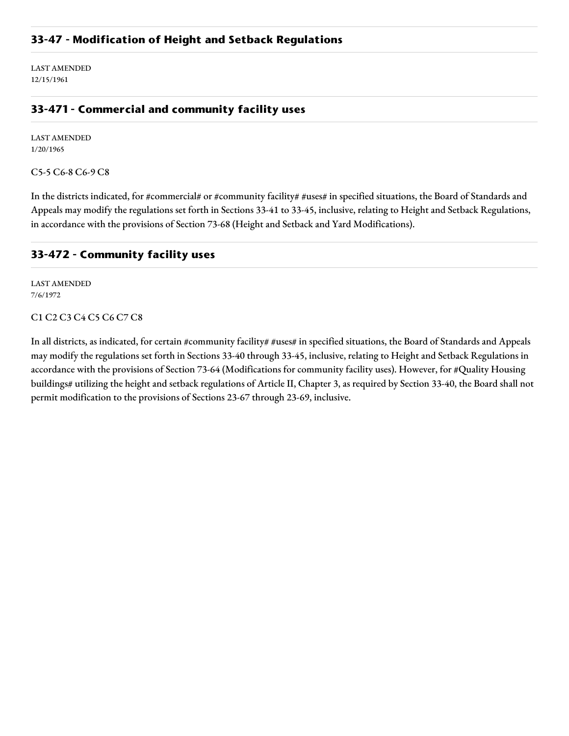## 33-47 - Modification of Height and Setback Regulations

LAST AMENDED
12/15/1961

## 33-471 - Commercial and community facility uses

LAST AMENDED
1/20/1965

C5-5 C6-8 C6-9 C8

In the districts indicated, for #commercial# or #community facility# #uses# in specified situations, the Board of Standards and Appeals may modify the regulations set forth in Sections 33-41 to 33-45, inclusive, relating to Height and Setback Regulations, in accordance with the provisions of Section 73-68 (Height and Setback and Yard Modifications).

## 33-472 - Community facility uses

LAST AMENDED
7/6/1972

C1 C2 C3 C4 C5 C6 C7 C8

In all districts, as indicated, for certain #community facility# #uses# in specified situations, the Board of Standards and Appeals may modify the regulations set forth in Sections 33-40 through 33-45, inclusive, relating to Height and Setback Regulations in accordance with the provisions of Section 73-64 (Modifications for community facility uses). However, for #Quality Housing buildings# utilizing the height and setback regulations of Article II, Chapter 3, as required by Section 33-40, the Board shall not permit modification to the provisions of Sections 23-67 through 23-69, inclusive.